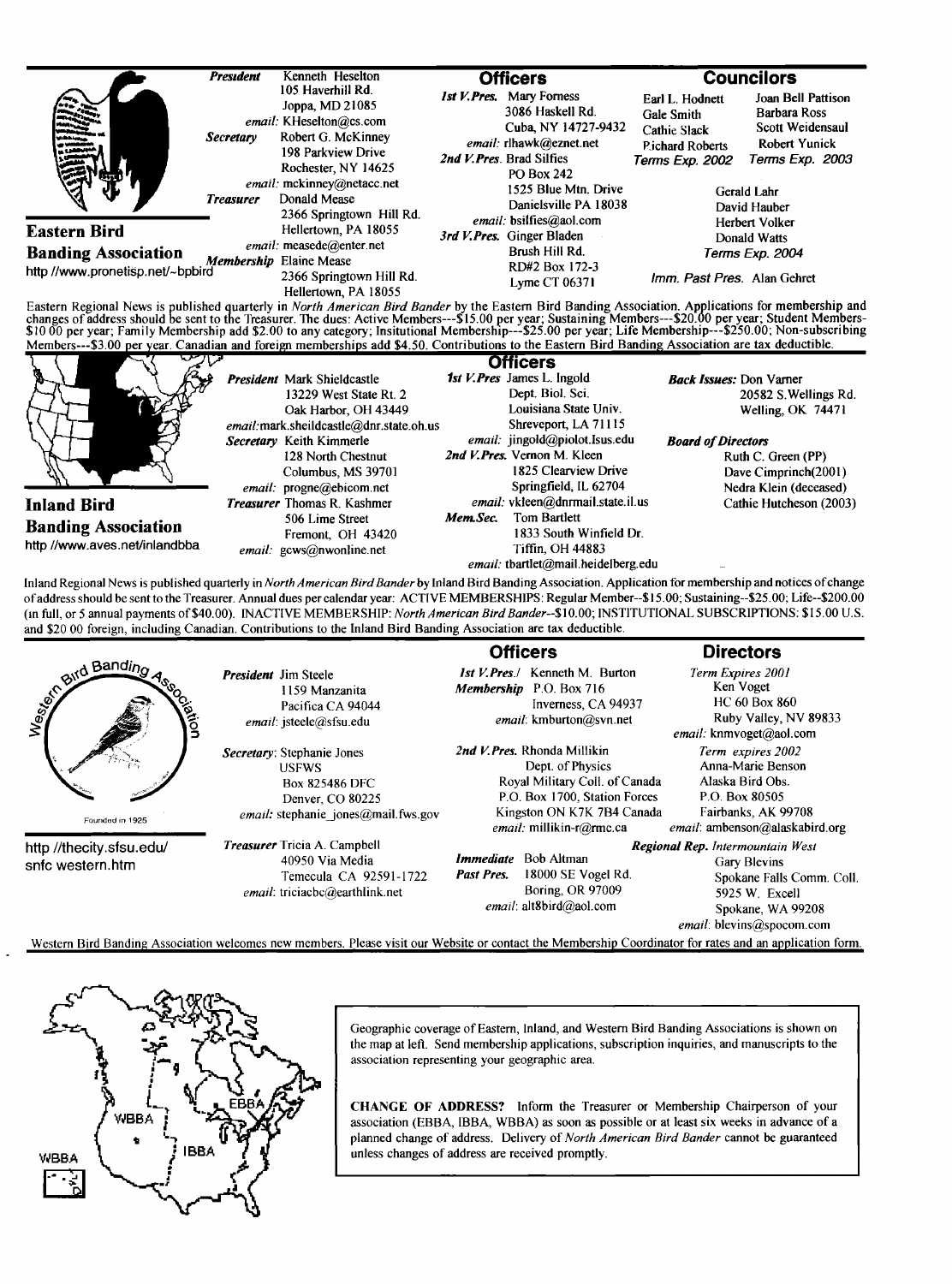## Eastern Bird Banding Association

http //www.pronetisp.net/~bpbird

*President* Kenneth Heselton
105 Haverhill Rd.
Joppa, MD 21085
*email:* KHeselton@cs.com

*Secretary* Robert G. McKinney
198 Parkview Drive
Rochester, NY 14625
*email:* mckinney@netacc.net

*Treasurer* Donald Mease
2366 Springtown Hill Rd.
Hellertown, PA 18055
*email:* measede@enter.net

*Membership* Elaine Mease
2366 Springtown Hill Rd.
Hellertown, PA 18055

### Officers

*1st V.Pres.* Mary Forness
3086 Haskell Rd.
Cuba, NY 14727-9432
*email:* rlhawk@eznet.net

*2nd V.Pres.* Brad Silfies
PO Box 242
1525 Blue Mtn. Drive
Danielsville PA 18038
*email:* bsilfies@aol.com

*3rd V.Pres.* Ginger Bladen
Brush Hill Rd.
RD#2 Box 172-3
Lyme CT 06371

### Councilors

Earl L. Hodnett, Gale Smith, Cathie Slack, Richard Roberts — *Terms Exp. 2002*

Joan Bell Pattison, Barbara Ross, Scott Weidensaul, Robert Yunick — *Terms Exp. 2003*

Gerald Lahr, David Hauber, Herbert Volker, Donald Watts — *Terms Exp. 2004*

*Imm. Past Pres.* Alan Gehret

Eastern Regional News is published quarterly in *North American Bird Bander* by the Eastern Bird Banding Association. Applications for membership and changes of address should be sent to the Treasurer. The dues: Active Members---$15.00 per year; Sustaining Members---$20.00 per year; Student Members-$10.00 per year; Family Membership add $2.00 to any category; Insitutional Membership---$25.00 per year; Life Membership---$250.00; Non-subscribing Members---$3.00 per year. Canadian and foreign memberships add $4.50. Contributions to the Eastern Bird Banding Association are tax deductible.

## Inland Bird Banding Association

http //www.aves.net/inlandbba

*President* Mark Shieldcastle
13229 West State Rt. 2
Oak Harbor, OH 43449
*email:* mark.sheildcastle@dnr.state.oh.us

*Secretary* Keith Kimmerle
128 North Chestnut
Columbus, MS 39701
*email:* progne@ebicom.net

*Treasurer* Thomas R. Kashmer
506 Lime Street
Fremont, OH 43420
*email:* gcws@nwonline.net

### Officers

*1st V.Pres* James L. Ingold
Dept. Biol. Sci.
Louisiana State Univ.
Shreveport, LA 71115
*email:* jingold@piolot.lsus.edu

*2nd V.Pres.* Vernon M. Kleen
1825 Clearview Drive
Springfield, IL 62704
*email:* vkleen@dnrmail.state.il.us

*Mem.Sec.* Tom Bartlett
1833 South Winfield Dr.
Tiffin, OH 44883
*email:* tbartlet@mail.heidelberg.edu

*Back Issues:* Don Varner
20582 S.Wellings Rd.
Welling, OK 74471

*Board of Directors*
Ruth C. Green (PP)
Dave Cimprinch(2001)
Nedra Klein (deceased)
Cathie Hutcheson (2003)

Inland Regional News is published quarterly in *North American Bird Bander* by Inland Bird Banding Association. Application for membership and notices of change of address should be sent to the Treasurer. Annual dues per calendar year: ACTIVE MEMBERSHIPS: Regular Member--$15.00; Sustaining--$25.00; Life--$200.00 (in full, or 5 annual payments of $40.00). INACTIVE MEMBERSHIP: *North American Bird Bander*--$10.00; INSTITUTIONAL SUBSCRIPTIONS: $15.00 U.S. and $20.00 foreign, including Canadian. Contributions to the Inland Bird Banding Association are tax deductible.

## Western Bird Banding Association

Founded in 1925

http //thecity.sfsu.edu/snfc western.htm

*President* Jim Steele
1159 Manzanita
Pacifica CA 94044
*email:* jsteele@sfsu.edu

*Secretary:* Stephanie Jones
USFWS
Box 825486 DFC
Denver, CO 80225
*email:* stephanie_jones@mail.fws.gov

*Treasurer* Tricia A. Campbell
40950 Via Media
Temecula CA 92591-1722
*email:* triciacbc@earthlink.net

### Officers

*1st V.Pres./ Membership* Kenneth M. Burton
P.O. Box 716
Inverness, CA 94937
*email:* kmburton@svn.net

*2nd V.Pres.* Rhonda Millikin
Dept. of Physics
Royal Military Coll. of Canada
P.O. Box 1700, Station Forces
Kingston ON K7K 7B4 Canada
*email:* millikin-r@rmc.ca

*Immediate Past Pres.* Bob Altman
18000 SE Vogel Rd.
Boring, OR 97009
*email:* alt8bird@aol.com

### Directors

*Term Expires 2001*
Ken Voget
HC 60 Box 860
Ruby Valley, NV 89833
*email:* knmvoget@aol.com

*Term expires 2002*
Anna-Marie Benson
Alaska Bird Obs.
P.O. Box 80505
Fairbanks, AK 99708
*email:* ambenson@alaskabird.org

*Regional Rep. Intermountain West*
Gary Blevins
Spokane Falls Comm. Coll.
5925 W. Excell
Spokane, WA 99208
*email:* blevins@spocom.com

Western Bird Banding Association welcomes new members. Please visit our Website or contact the Membership Coordinator for rates and an application form.

---

Geographic coverage of Eastern, Inland, and Western Bird Banding Associations is shown on the map at left. Send membership applications, subscription inquiries, and manuscripts to the association representing your geographic area.

**CHANGE OF ADDRESS?** Inform the Treasurer or Membership Chairperson of your association (EBBA, IBBA, WBBA) as soon as possible or at least six weeks in advance of a planned change of address. Delivery of *North American Bird Bander* cannot be guaranteed unless changes of address are received promptly.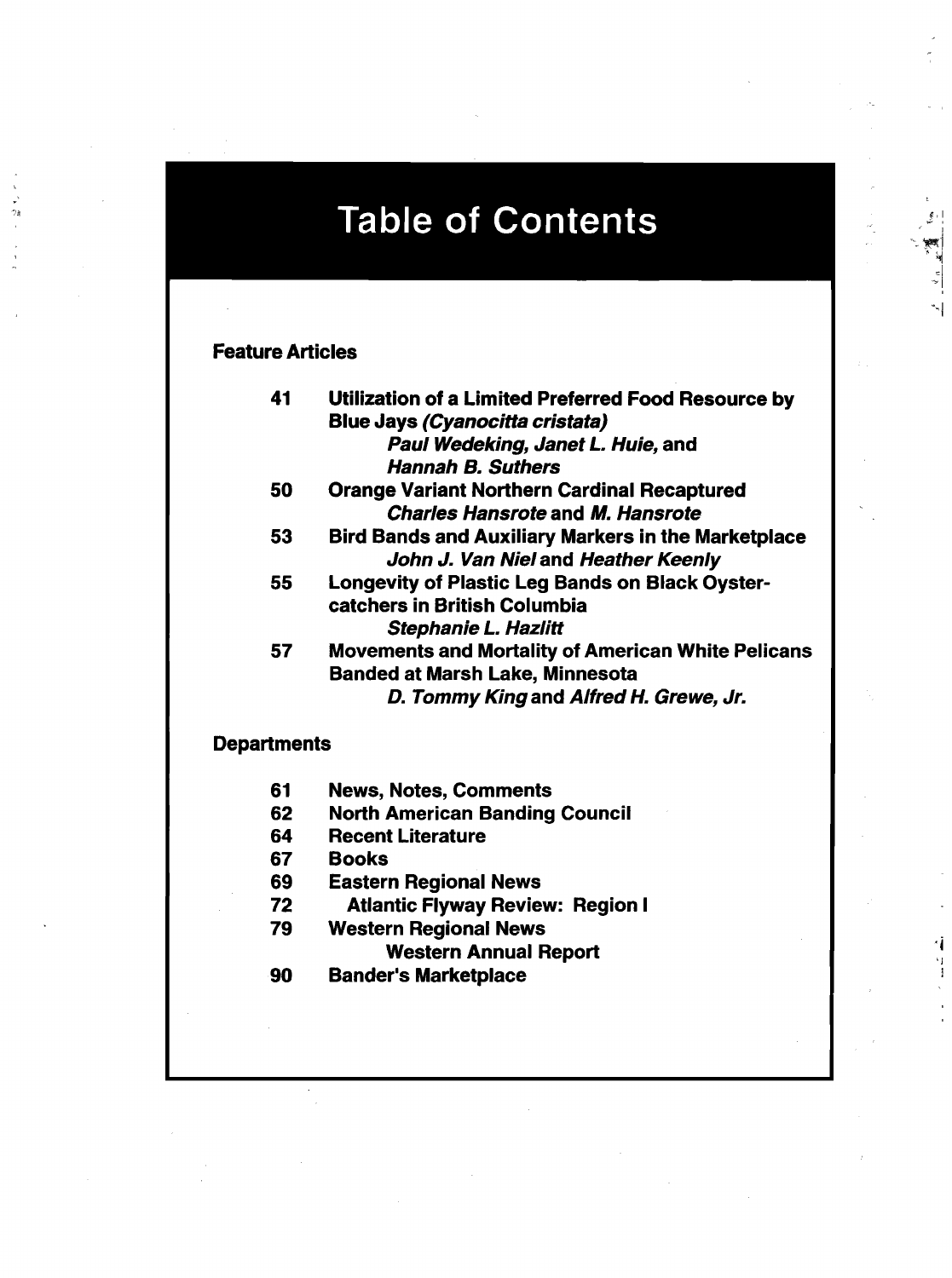# Table of Contents

## Feature Articles

41 **Utilization of a Limited Preferred Food Resource by Blue Jays *(Cyanocitta cristata)***
*Paul Wedeking, Janet L. Huie,* and *Hannah B. Suthers*

50 **Orange Variant Northern Cardinal Recaptured**
*Charles Hansrote* and *M. Hansrote*

53 **Bird Bands and Auxiliary Markers in the Marketplace**
*John J. Van Niel* and *Heather Keenly*

55 **Longevity of Plastic Leg Bands on Black Oyster-catchers in British Columbia**
*Stephanie L. Hazlitt*

57 **Movements and Mortality of American White Pelicans Banded at Marsh Lake, Minnesota**
*D. Tommy King* and *Alfred H. Grewe, Jr.*

## Departments

61 **News, Notes, Comments**
62 **North American Banding Council**
64 **Recent Literature**
67 **Books**
69 **Eastern Regional News**
72 **Atlantic Flyway Review: Region I**
79 **Western Regional News**
**Western Annual Report**
90 **Bander's Marketplace**